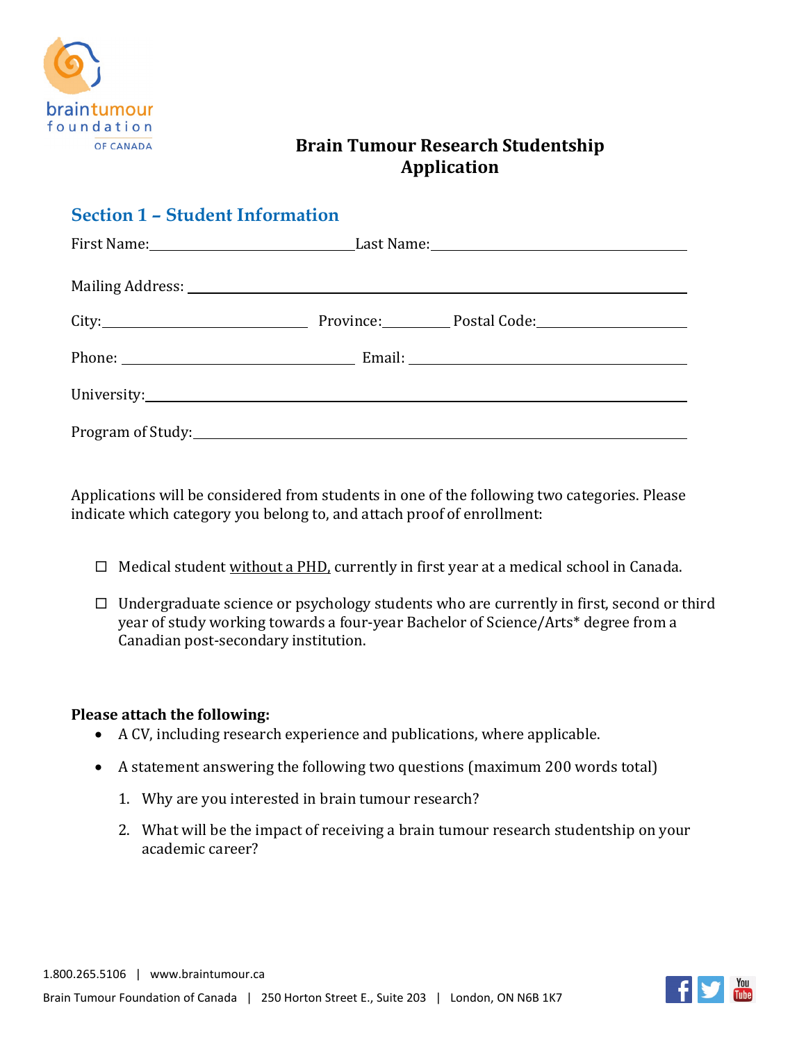# Brain Tumour Research Studentship Application

## Section 1 – Student Information

First Name:\_\_\_\_\_\_\_\_\_\_\_\_\_\_\_\_\_\_\_\_\_\_\_\_\_\_\_\_ Last Name:\_\_\_\_\_\_\_\_\_\_\_\_\_\_\_\_\_\_\_\_\_\_\_\_\_\_\_\_\_\_\_\_\_\_\_

Mailing Address: \_\_\_\_\_\_\_\_\_\_\_\_\_\_\_\_\_\_\_\_\_\_\_\_\_\_\_\_\_\_\_\_\_\_\_\_\_\_\_\_\_\_\_\_\_\_\_\_\_\_\_\_\_\_\_\_\_\_\_\_\_\_\_\_\_\_

City:\_\_\_\_\_\_\_\_\_\_\_\_\_\_\_\_\_\_\_\_\_\_\_\_\_\_\_\_ Province:\_\_\_\_\_\_\_\_\_ Postal Code:\_\_\_\_\_\_\_\_\_\_\_\_\_\_\_\_\_\_\_\_

Phone: \_\_\_\_\_\_\_\_\_\_\_\_\_\_\_\_\_\_\_\_\_\_\_\_\_\_\_\_\_\_\_\_ Email: \_\_\_\_\_\_\_\_\_\_\_\_\_\_\_\_\_\_\_\_\_\_\_\_\_\_\_\_\_\_\_\_\_\_\_\_\_\_

University:\_\_\_\_\_\_\_\_\_\_\_\_\_\_\_\_\_\_\_\_\_\_\_\_\_\_\_\_\_\_\_\_\_\_\_\_\_\_\_\_\_\_\_\_\_\_\_\_\_\_\_\_\_\_\_\_\_\_\_\_\_\_\_\_\_\_\_\_\_\_\_\_

Program of Study:\_\_\_\_\_\_\_\_\_\_\_\_\_\_\_\_\_\_\_\_\_\_\_\_\_\_\_\_\_\_\_\_\_\_\_\_\_\_\_\_\_\_\_\_\_\_\_\_\_\_\_\_\_\_\_\_\_\_\_\_\_\_\_\_\_\_\_

Applications will be considered from students in one of the following two categories. Please indicate which category you belong to, and attach proof of enrollment:

- ☐ Medical student without a PHD, currently in first year at a medical school in Canada.
- ☐ Undergraduate science or psychology students who are currently in first, second or third year of study working towards a four-year Bachelor of Science/Arts* degree from a Canadian post-secondary institution.

**Please attach the following:**

- A CV, including research experience and publications, where applicable.
- A statement answering the following two questions (maximum 200 words total)
  1. Why are you interested in brain tumour research?
  2. What will be the impact of receiving a brain tumour research studentship on your academic career?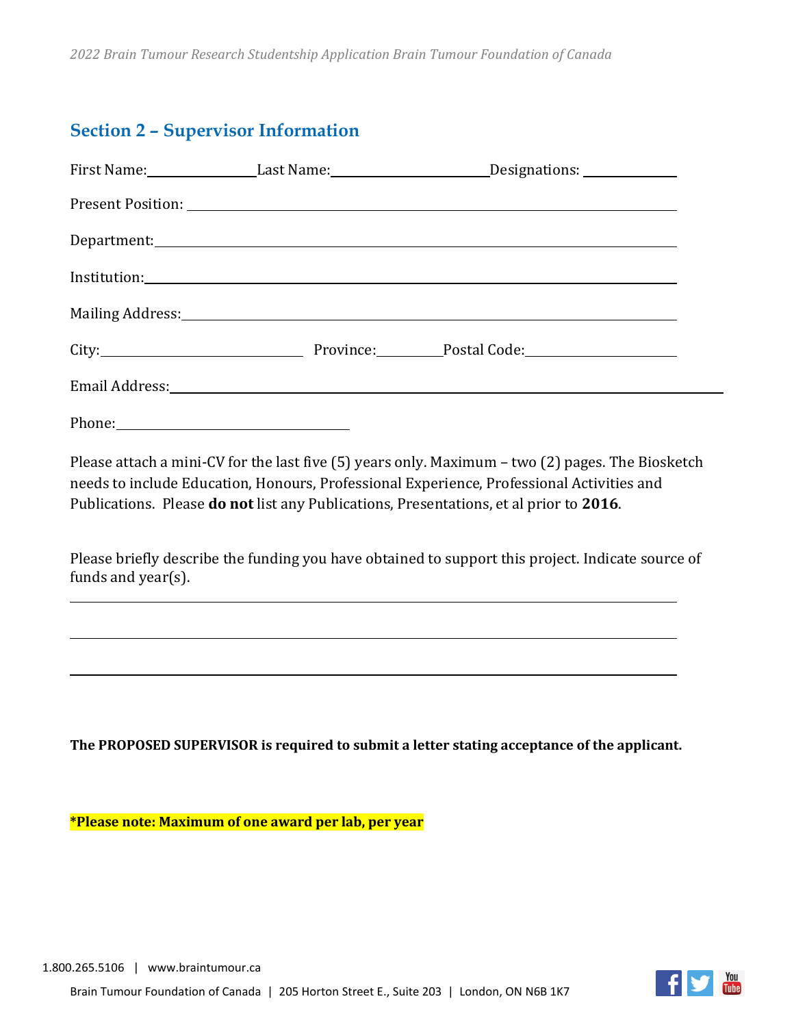## Section 2 – Supervisor Information

First Name:\_\_\_\_\_\_\_\_\_\_\_\_\_\_\_\_ Last Name:\_\_\_\_\_\_\_\_\_\_\_\_\_\_\_\_\_\_\_\_\_\_\_ Designations: \_\_\_\_\_\_\_\_\_\_\_\_\_\_

Present Position: \_\_\_\_\_\_\_\_\_\_\_\_\_\_\_\_\_\_\_\_\_\_\_\_\_\_\_\_\_\_\_\_\_\_\_\_\_\_\_\_\_\_\_\_\_\_\_\_\_\_\_\_\_\_\_\_\_\_\_\_\_\_\_\_\_\_\_\_\_\_

Department:\_\_\_\_\_\_\_\_\_\_\_\_\_\_\_\_\_\_\_\_\_\_\_\_\_\_\_\_\_\_\_\_\_\_\_\_\_\_\_\_\_\_\_\_\_\_\_\_\_\_\_\_\_\_\_\_\_\_\_\_\_\_\_\_\_\_\_\_\_\_\_\_\_\_\_\_

Institution:\_\_\_\_\_\_\_\_\_\_\_\_\_\_\_\_\_\_\_\_\_\_\_\_\_\_\_\_\_\_\_\_\_\_\_\_\_\_\_\_\_\_\_\_\_\_\_\_\_\_\_\_\_\_\_\_\_\_\_\_\_\_\_\_\_\_\_\_\_\_\_\_\_\_\_\_\_

Mailing Address:\_\_\_\_\_\_\_\_\_\_\_\_\_\_\_\_\_\_\_\_\_\_\_\_\_\_\_\_\_\_\_\_\_\_\_\_\_\_\_\_\_\_\_\_\_\_\_\_\_\_\_\_\_\_\_\_\_\_\_\_\_\_\_\_\_\_\_\_\_\_

City:\_\_\_\_\_\_\_\_\_\_\_\_\_\_\_\_\_\_\_\_\_\_\_\_\_\_\_\_\_\_\_ Province:\_\_\_\_\_\_\_\_\_\_ Postal Code:\_\_\_\_\_\_\_\_\_\_\_\_\_\_\_\_\_\_\_\_\_\_

Email Address:\_\_\_\_\_\_\_\_\_\_\_\_\_\_\_\_\_\_\_\_\_\_\_\_\_\_\_\_\_\_\_\_\_\_\_\_\_\_\_\_\_\_\_\_\_\_\_\_\_\_\_\_\_\_\_\_\_\_\_\_\_\_\_\_\_\_\_\_\_\_\_\_\_\_

Phone:\_\_\_\_\_\_\_\_\_\_\_\_\_\_\_\_\_\_\_\_\_\_\_\_\_\_\_\_\_\_\_\_\_\_

Please attach a mini-CV for the last five (5) years only. Maximum – two (2) pages. The Biosketch needs to include Education, Honours, Professional Experience, Professional Activities and Publications. Please **do not** list any Publications, Presentations, et al prior to **2016**.

Please briefly describe the funding you have obtained to support this project. Indicate source of funds and year(s).

\_\_\_\_\_\_\_\_\_\_\_\_\_\_\_\_\_\_\_\_\_\_\_\_\_\_\_\_\_\_\_\_\_\_\_\_\_\_\_\_\_\_\_\_\_\_\_\_\_\_\_\_\_\_\_\_\_\_\_\_\_\_\_\_\_\_\_\_\_\_\_\_\_\_\_\_\_\_\_\_\_\_\_\_\_\_

\_\_\_\_\_\_\_\_\_\_\_\_\_\_\_\_\_\_\_\_\_\_\_\_\_\_\_\_\_\_\_\_\_\_\_\_\_\_\_\_\_\_\_\_\_\_\_\_\_\_\_\_\_\_\_\_\_\_\_\_\_\_\_\_\_\_\_\_\_\_\_\_\_\_\_\_\_\_\_\_\_\_\_\_\_\_

\_\_\_\_\_\_\_\_\_\_\_\_\_\_\_\_\_\_\_\_\_\_\_\_\_\_\_\_\_\_\_\_\_\_\_\_\_\_\_\_\_\_\_\_\_\_\_\_\_\_\_\_\_\_\_\_\_\_\_\_\_\_\_\_\_\_\_\_\_\_\_\_\_\_\_\_\_\_\_\_\_\_\_\_\_\_

**The PROPOSED SUPERVISOR is required to submit a letter stating acceptance of the applicant.**

**\*Please note: Maximum of one award per lab, per year**

1.800.265.5106 | www.braintumour.ca

Brain Tumour Foundation of Canada | 205 Horton Street E., Suite 203 | London, ON N6B 1K7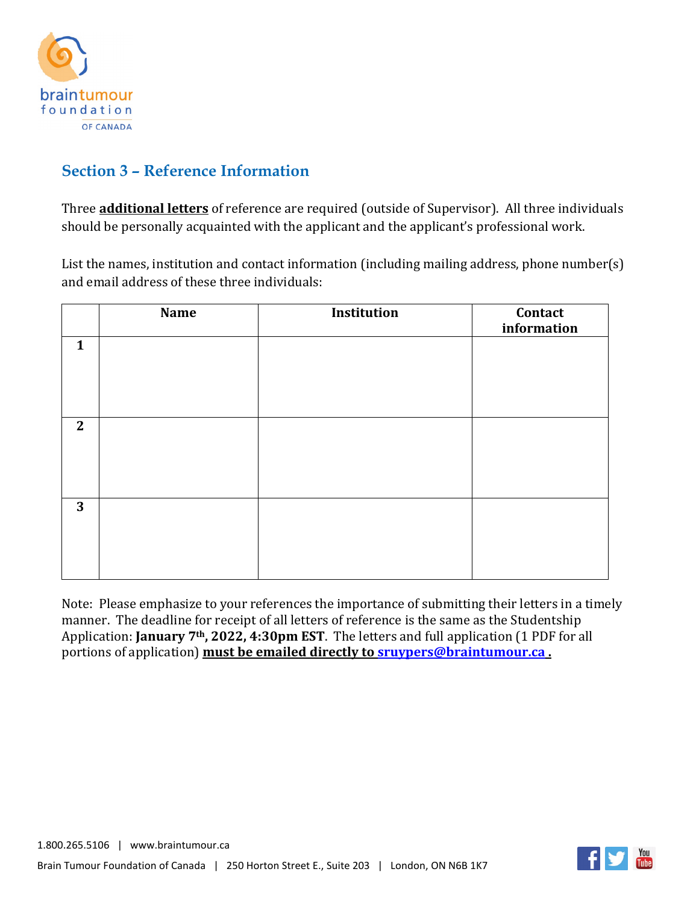## Section 3 – Reference Information

Three **additional letters** of reference are required (outside of Supervisor). All three individuals should be personally acquainted with the applicant and the applicant's professional work.

List the names, institution and contact information (including mailing address, phone number(s) and email address of these three individuals:

| | Name | Institution | Contact information |
|---|---|---|---|
| **1** | | | |
| **2** | | | |
| **3** | | | |

Note: Please emphasize to your references the importance of submitting their letters in a timely manner. The deadline for receipt of all letters of reference is the same as the Studentship Application: **January 7th, 2022, 4:30pm EST**. The letters and full application (1 PDF for all portions of application) **must be emailed directly to sruypers@braintumour.ca .**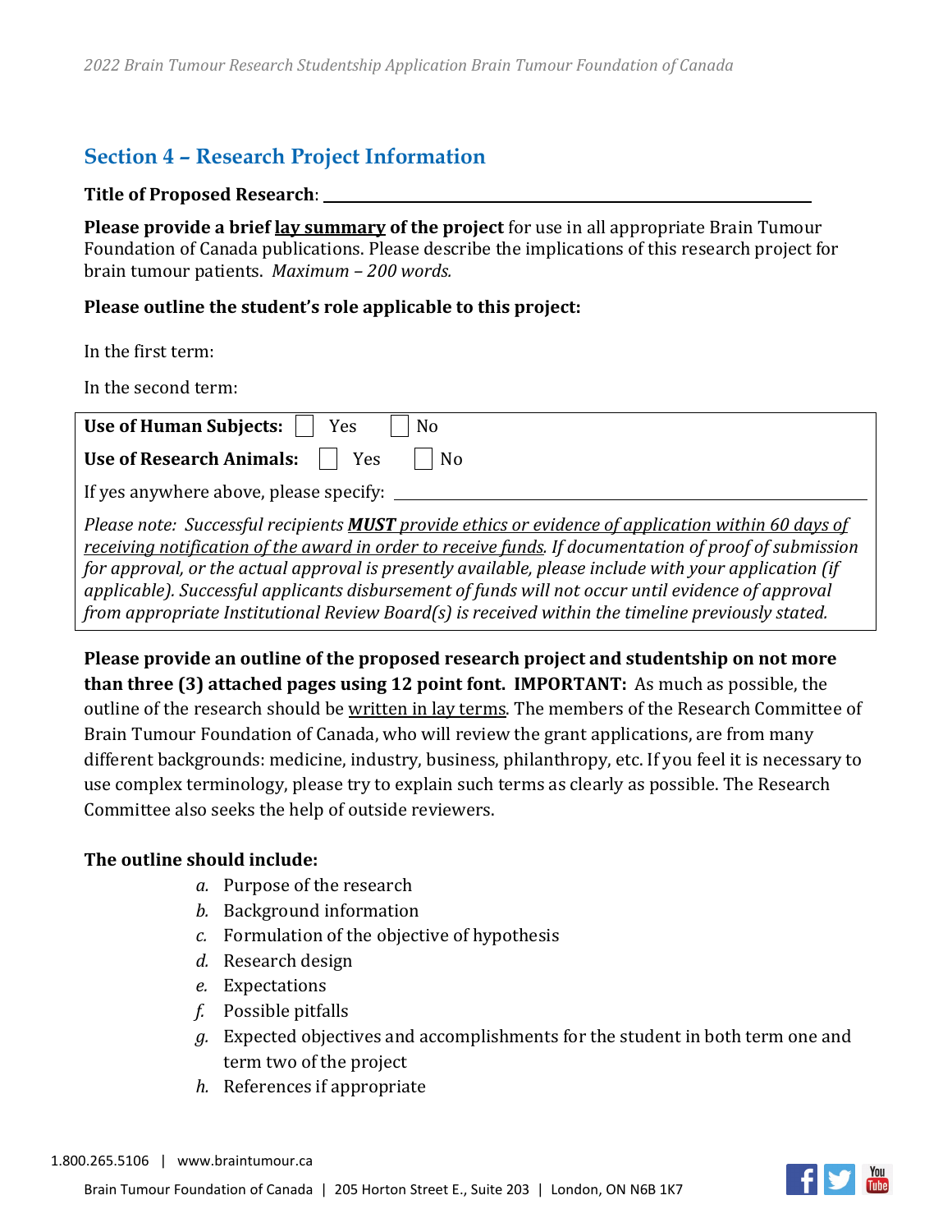## Section 4 – Research Project Information

**Title of Proposed Research**: ______________________________

**Please provide a brief lay summary of the project** for use in all appropriate Brain Tumour Foundation of Canada publications. Please describe the implications of this research project for brain tumour patients. *Maximum – 200 words.*

**Please outline the student's role applicable to this project:**

In the first term:

In the second term:

**Use of Human Subjects:** ☐ Yes ☐ No

**Use of Research Animals:** ☐ Yes ☐ No

If yes anywhere above, please specify: ______________________________

*Please note: Successful recipients **MUST** provide ethics or evidence of application within 60 days of receiving notification of the award in order to receive funds. If documentation of proof of submission for approval, or the actual approval is presently available, please include with your application (if applicable). Successful applicants disbursement of funds will not occur until evidence of approval from appropriate Institutional Review Board(s) is received within the timeline previously stated.*

**Please provide an outline of the proposed research project and studentship on not more than three (3) attached pages using 12 point font. IMPORTANT:** As much as possible, the outline of the research should be written in lay terms. The members of the Research Committee of Brain Tumour Foundation of Canada, who will review the grant applications, are from many different backgrounds: medicine, industry, business, philanthropy, etc. If you feel it is necessary to use complex terminology, please try to explain such terms as clearly as possible. The Research Committee also seeks the help of outside reviewers.

**The outline should include:**

- *a.* Purpose of the research
- *b.* Background information
- *c.* Formulation of the objective of hypothesis
- *d.* Research design
- *e.* Expectations
- *f.* Possible pitfalls
- *g.* Expected objectives and accomplishments for the student in both term one and term two of the project
- *h.* References if appropriate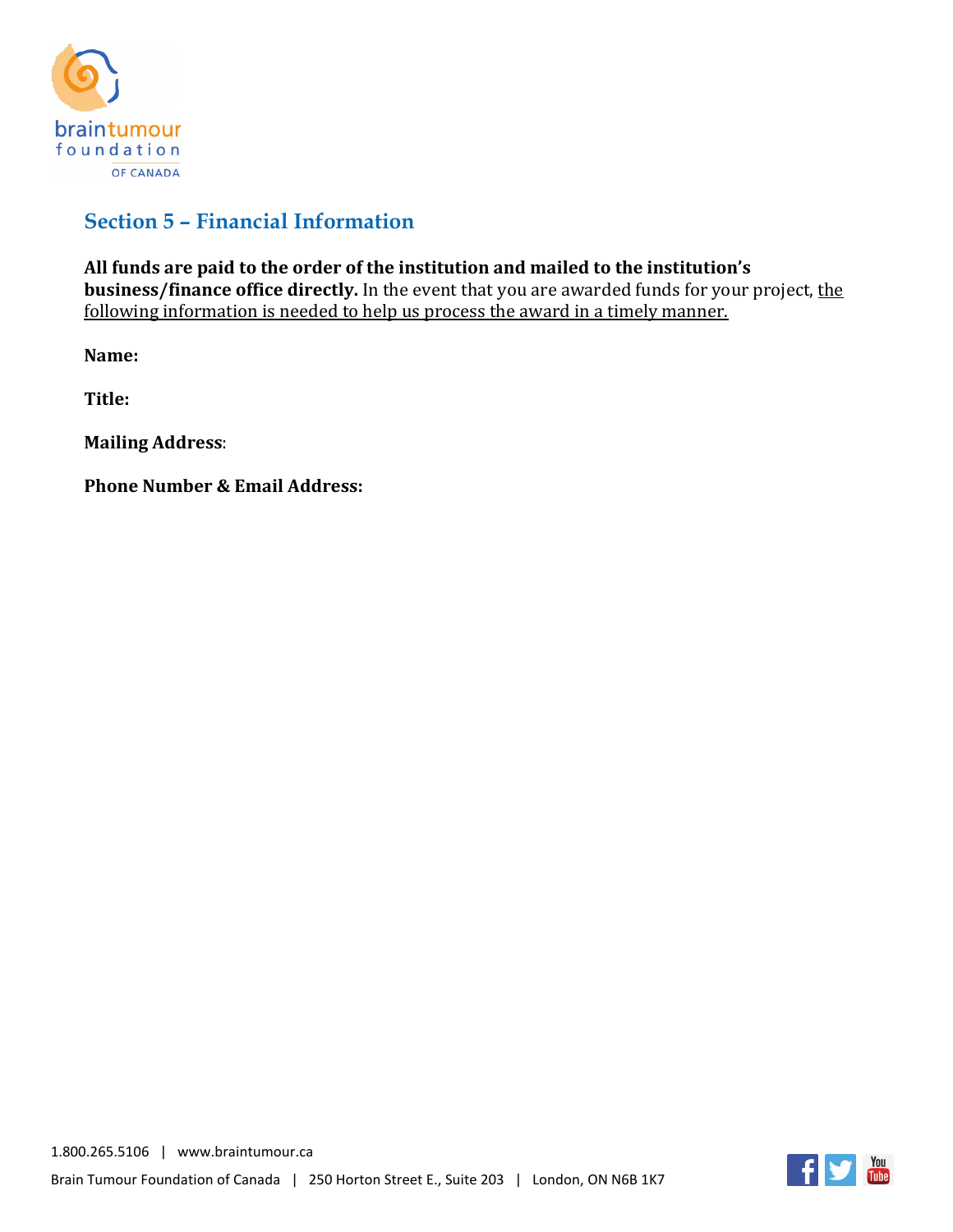## Section 5 – Financial Information

**All funds are paid to the order of the institution and mailed to the institution's business/finance office directly.** In the event that you are awarded funds for your project, <u>the following information is needed to help us process the award in a timely manner.</u>

**Name:**

**Title:**

**Mailing Address**:

**Phone Number & Email Address:**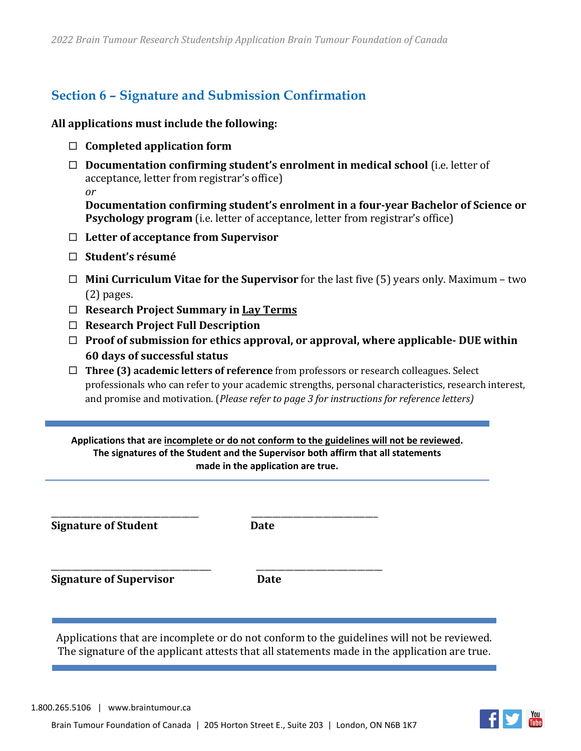## Section 6 – Signature and Submission Confirmation

**All applications must include the following:**

- ☐ **Completed application form**
- ☐ **Documentation confirming student's enrolment in medical school** (i.e. letter of acceptance, letter from registrar's office)
  *or*
  **Documentation confirming student's enrolment in a four-year Bachelor of Science or Psychology program** (i.e. letter of acceptance, letter from registrar's office)
- ☐ **Letter of acceptance from Supervisor**
- ☐ **Student's résumé**
- ☐ **Mini Curriculum Vitae for the Supervisor** for the last five (5) years only. Maximum – two (2) pages.
- ☐ **Research Project Summary in <u>Lay Terms</u>**
- ☐ **Research Project Full Description**
- ☐ **Proof of submission for ethics approval, or approval, where applicable- DUE within 60 days of successful status**
- ☐ **Three (3) academic letters of reference** from professors or research colleagues. Select professionals who can refer to your academic strengths, personal characteristics, research interest, and promise and motivation. (*Please refer to page 3 for instructions for reference letters)*

**Applications that are <u>incomplete or do not conform to the guidelines will not be reviewed</u>. The signatures of the Student and the Supervisor both affirm that all statements made in the application are true.**

\_\_\_\_\_\_\_\_\_\_\_\_\_\_\_\_\_\_\_\_\_\_\_\_\_\_\_\_\_\_ \_\_\_\_\_\_\_\_\_\_\_\_\_\_\_\_\_\_\_\_\_\_\_\_\_\_

**Signature of Student** **Date**

\_\_\_\_\_\_\_\_\_\_\_\_\_\_\_\_\_\_\_\_\_\_\_\_\_\_\_\_\_\_ \_\_\_\_\_\_\_\_\_\_\_\_\_\_\_\_\_\_\_\_\_\_\_\_\_\_

**Signature of Supervisor** **Date**

Applications that are incomplete or do not conform to the guidelines will not be reviewed. The signature of the applicant attests that all statements made in the application are true.

1.800.265.5106 | www.braintumour.ca

Brain Tumour Foundation of Canada | 205 Horton Street E., Suite 203 | London, ON N6B 1K7